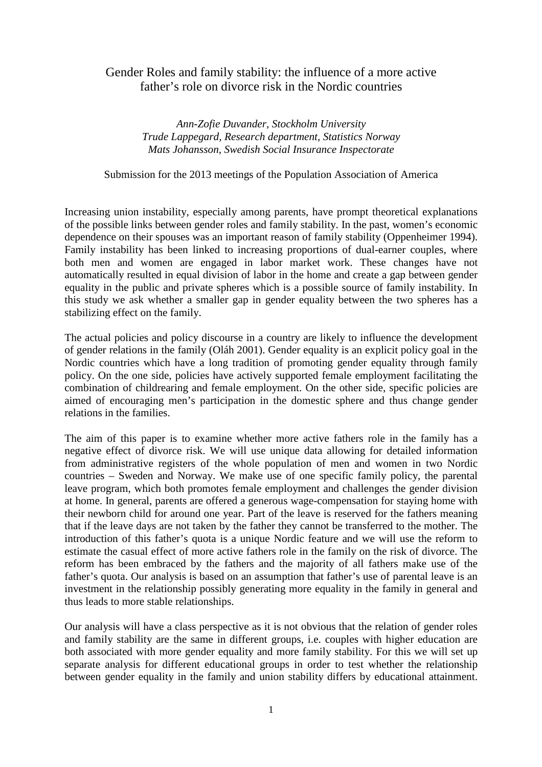# Gender Roles and family stability: the influence of a more active father's role on divorce risk in the Nordic countries

*Ann-Zofie Duvander, Stockholm University*
*Trude Lappegard, Research department, Statistics Norway*
*Mats Johansson, Swedish Social Insurance Inspectorate*

Submission for the 2013 meetings of the Population Association of America

Increasing union instability, especially among parents, have prompt theoretical explanations of the possible links between gender roles and family stability. In the past, women's economic dependence on their spouses was an important reason of family stability (Oppenheimer 1994). Family instability has been linked to increasing proportions of dual-earner couples, where both men and women are engaged in labor market work. These changes have not automatically resulted in equal division of labor in the home and create a gap between gender equality in the public and private spheres which is a possible source of family instability. In this study we ask whether a smaller gap in gender equality between the two spheres has a stabilizing effect on the family.

The actual policies and policy discourse in a country are likely to influence the development of gender relations in the family (Oláh 2001). Gender equality is an explicit policy goal in the Nordic countries which have a long tradition of promoting gender equality through family policy. On the one side, policies have actively supported female employment facilitating the combination of childrearing and female employment. On the other side, specific policies are aimed of encouraging men's participation in the domestic sphere and thus change gender relations in the families.

The aim of this paper is to examine whether more active fathers role in the family has a negative effect of divorce risk. We will use unique data allowing for detailed information from administrative registers of the whole population of men and women in two Nordic countries – Sweden and Norway. We make use of one specific family policy, the parental leave program, which both promotes female employment and challenges the gender division at home. In general, parents are offered a generous wage-compensation for staying home with their newborn child for around one year. Part of the leave is reserved for the fathers meaning that if the leave days are not taken by the father they cannot be transferred to the mother. The introduction of this father's quota is a unique Nordic feature and we will use the reform to estimate the casual effect of more active fathers role in the family on the risk of divorce. The reform has been embraced by the fathers and the majority of all fathers make use of the father's quota. Our analysis is based on an assumption that father's use of parental leave is an investment in the relationship possibly generating more equality in the family in general and thus leads to more stable relationships.

Our analysis will have a class perspective as it is not obvious that the relation of gender roles and family stability are the same in different groups, i.e. couples with higher education are both associated with more gender equality and more family stability. For this we will set up separate analysis for different educational groups in order to test whether the relationship between gender equality in the family and union stability differs by educational attainment.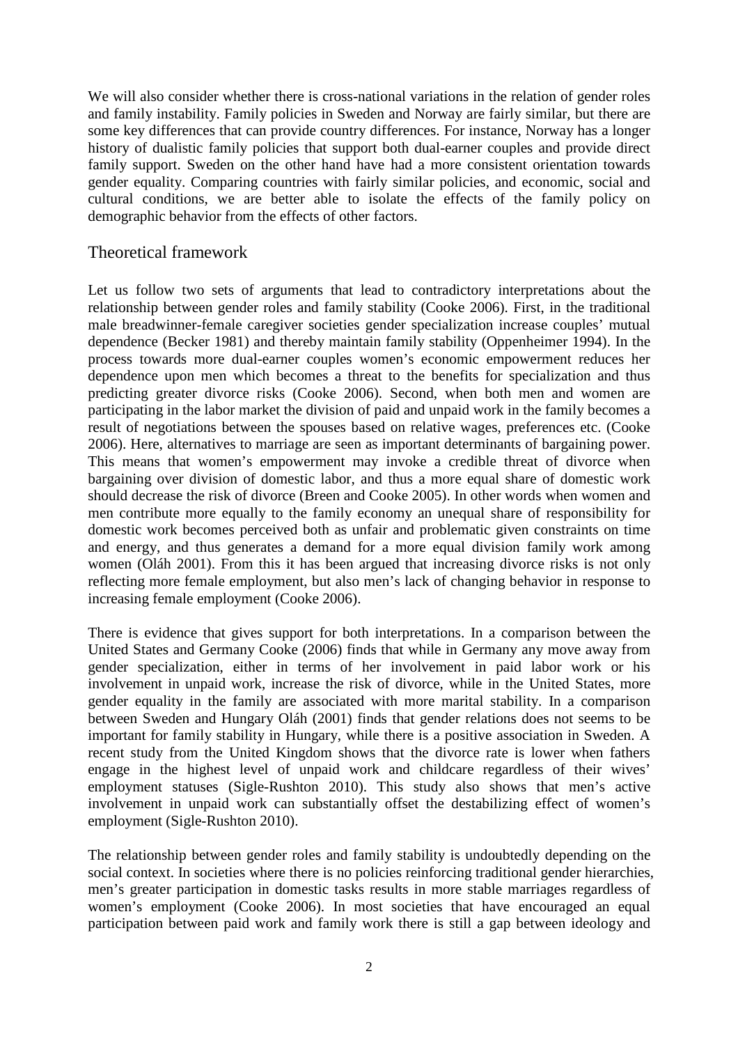We will also consider whether there is cross-national variations in the relation of gender roles and family instability. Family policies in Sweden and Norway are fairly similar, but there are some key differences that can provide country differences. For instance, Norway has a longer history of dualistic family policies that support both dual-earner couples and provide direct family support. Sweden on the other hand have had a more consistent orientation towards gender equality. Comparing countries with fairly similar policies, and economic, social and cultural conditions, we are better able to isolate the effects of the family policy on demographic behavior from the effects of other factors.

## Theoretical framework

Let us follow two sets of arguments that lead to contradictory interpretations about the relationship between gender roles and family stability (Cooke 2006). First, in the traditional male breadwinner-female caregiver societies gender specialization increase couples' mutual dependence (Becker 1981) and thereby maintain family stability (Oppenheimer 1994). In the process towards more dual-earner couples women's economic empowerment reduces her dependence upon men which becomes a threat to the benefits for specialization and thus predicting greater divorce risks (Cooke 2006). Second, when both men and women are participating in the labor market the division of paid and unpaid work in the family becomes a result of negotiations between the spouses based on relative wages, preferences etc. (Cooke 2006). Here, alternatives to marriage are seen as important determinants of bargaining power. This means that women's empowerment may invoke a credible threat of divorce when bargaining over division of domestic labor, and thus a more equal share of domestic work should decrease the risk of divorce (Breen and Cooke 2005). In other words when women and men contribute more equally to the family economy an unequal share of responsibility for domestic work becomes perceived both as unfair and problematic given constraints on time and energy, and thus generates a demand for a more equal division family work among women (Oláh 2001). From this it has been argued that increasing divorce risks is not only reflecting more female employment, but also men's lack of changing behavior in response to increasing female employment (Cooke 2006).

There is evidence that gives support for both interpretations. In a comparison between the United States and Germany Cooke (2006) finds that while in Germany any move away from gender specialization, either in terms of her involvement in paid labor work or his involvement in unpaid work, increase the risk of divorce, while in the United States, more gender equality in the family are associated with more marital stability. In a comparison between Sweden and Hungary Oláh (2001) finds that gender relations does not seems to be important for family stability in Hungary, while there is a positive association in Sweden. A recent study from the United Kingdom shows that the divorce rate is lower when fathers engage in the highest level of unpaid work and childcare regardless of their wives' employment statuses (Sigle-Rushton 2010). This study also shows that men's active involvement in unpaid work can substantially offset the destabilizing effect of women's employment (Sigle-Rushton 2010).

The relationship between gender roles and family stability is undoubtedly depending on the social context. In societies where there is no policies reinforcing traditional gender hierarchies, men's greater participation in domestic tasks results in more stable marriages regardless of women's employment (Cooke 2006). In most societies that have encouraged an equal participation between paid work and family work there is still a gap between ideology and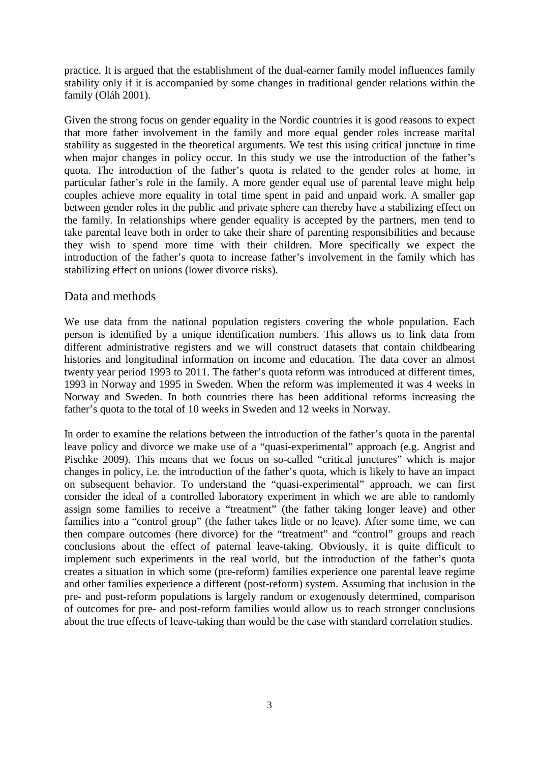practice. It is argued that the establishment of the dual-earner family model influences family stability only if it is accompanied by some changes in traditional gender relations within the family (Oláh 2001).

Given the strong focus on gender equality in the Nordic countries it is good reasons to expect that more father involvement in the family and more equal gender roles increase marital stability as suggested in the theoretical arguments. We test this using critical juncture in time when major changes in policy occur. In this study we use the introduction of the father's quota. The introduction of the father's quota is related to the gender roles at home, in particular father's role in the family. A more gender equal use of parental leave might help couples achieve more equality in total time spent in paid and unpaid work. A smaller gap between gender roles in the public and private sphere can thereby have a stabilizing effect on the family. In relationships where gender equality is accepted by the partners, men tend to take parental leave both in order to take their share of parenting responsibilities and because they wish to spend more time with their children. More specifically we expect the introduction of the father's quota to increase father's involvement in the family which has stabilizing effect on unions (lower divorce risks).

## Data and methods

We use data from the national population registers covering the whole population. Each person is identified by a unique identification numbers. This allows us to link data from different administrative registers and we will construct datasets that contain childbearing histories and longitudinal information on income and education. The data cover an almost twenty year period 1993 to 2011. The father's quota reform was introduced at different times, 1993 in Norway and 1995 in Sweden. When the reform was implemented it was 4 weeks in Norway and Sweden. In both countries there has been additional reforms increasing the father's quota to the total of 10 weeks in Sweden and 12 weeks in Norway.

In order to examine the relations between the introduction of the father's quota in the parental leave policy and divorce we make use of a "quasi-experimental" approach (e.g. Angrist and Pischke 2009). This means that we focus on so-called "critical junctures" which is major changes in policy, i.e. the introduction of the father's quota, which is likely to have an impact on subsequent behavior. To understand the "quasi-experimental" approach, we can first consider the ideal of a controlled laboratory experiment in which we are able to randomly assign some families to receive a "treatment" (the father taking longer leave) and other families into a "control group" (the father takes little or no leave). After some time, we can then compare outcomes (here divorce) for the "treatment" and "control" groups and reach conclusions about the effect of paternal leave-taking. Obviously, it is quite difficult to implement such experiments in the real world, but the introduction of the father's quota creates a situation in which some (pre-reform) families experience one parental leave regime and other families experience a different (post-reform) system. Assuming that inclusion in the pre- and post-reform populations is largely random or exogenously determined, comparison of outcomes for pre- and post-reform families would allow us to reach stronger conclusions about the true effects of leave-taking than would be the case with standard correlation studies.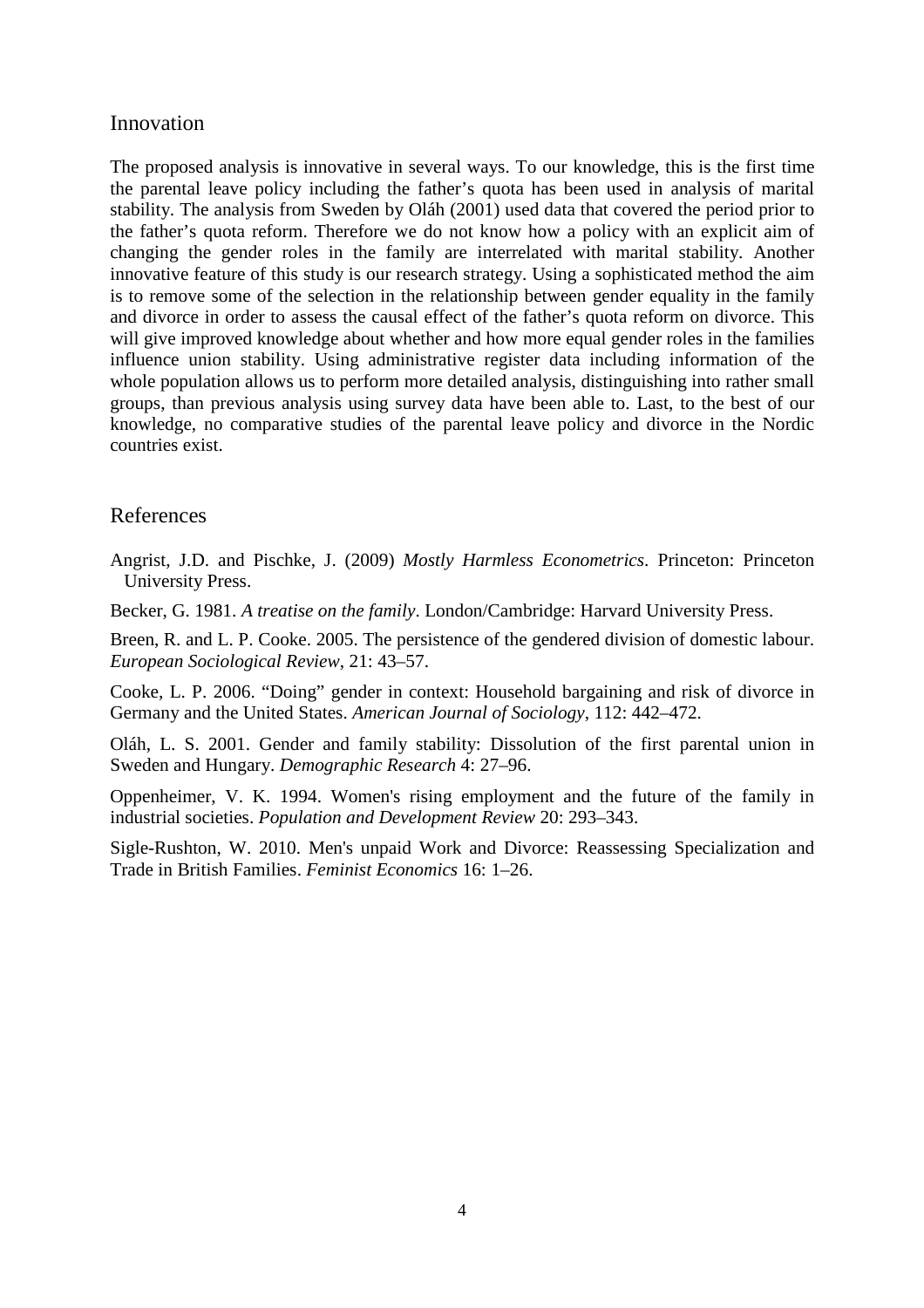## Innovation

The proposed analysis is innovative in several ways. To our knowledge, this is the first time the parental leave policy including the father's quota has been used in analysis of marital stability. The analysis from Sweden by Oláh (2001) used data that covered the period prior to the father's quota reform. Therefore we do not know how a policy with an explicit aim of changing the gender roles in the family are interrelated with marital stability. Another innovative feature of this study is our research strategy. Using a sophisticated method the aim is to remove some of the selection in the relationship between gender equality in the family and divorce in order to assess the causal effect of the father's quota reform on divorce. This will give improved knowledge about whether and how more equal gender roles in the families influence union stability. Using administrative register data including information of the whole population allows us to perform more detailed analysis, distinguishing into rather small groups, than previous analysis using survey data have been able to. Last, to the best of our knowledge, no comparative studies of the parental leave policy and divorce in the Nordic countries exist.

## References

Angrist, J.D. and Pischke, J. (2009) *Mostly Harmless Econometrics*. Princeton: Princeton University Press.

Becker, G. 1981. *A treatise on the family*. London/Cambridge: Harvard University Press.

Breen, R. and L. P. Cooke. 2005. The persistence of the gendered division of domestic labour. *European Sociological Review*, 21: 43–57.

Cooke, L. P. 2006. "Doing" gender in context: Household bargaining and risk of divorce in Germany and the United States. *American Journal of Sociology*, 112: 442–472.

Oláh, L. S. 2001. Gender and family stability: Dissolution of the first parental union in Sweden and Hungary. *Demographic Research* 4: 27–96.

Oppenheimer, V. K. 1994. Women's rising employment and the future of the family in industrial societies. *Population and Development Review* 20: 293–343.

Sigle-Rushton, W. 2010. Men's unpaid Work and Divorce: Reassessing Specialization and Trade in British Families. *Feminist Economics* 16: 1–26.